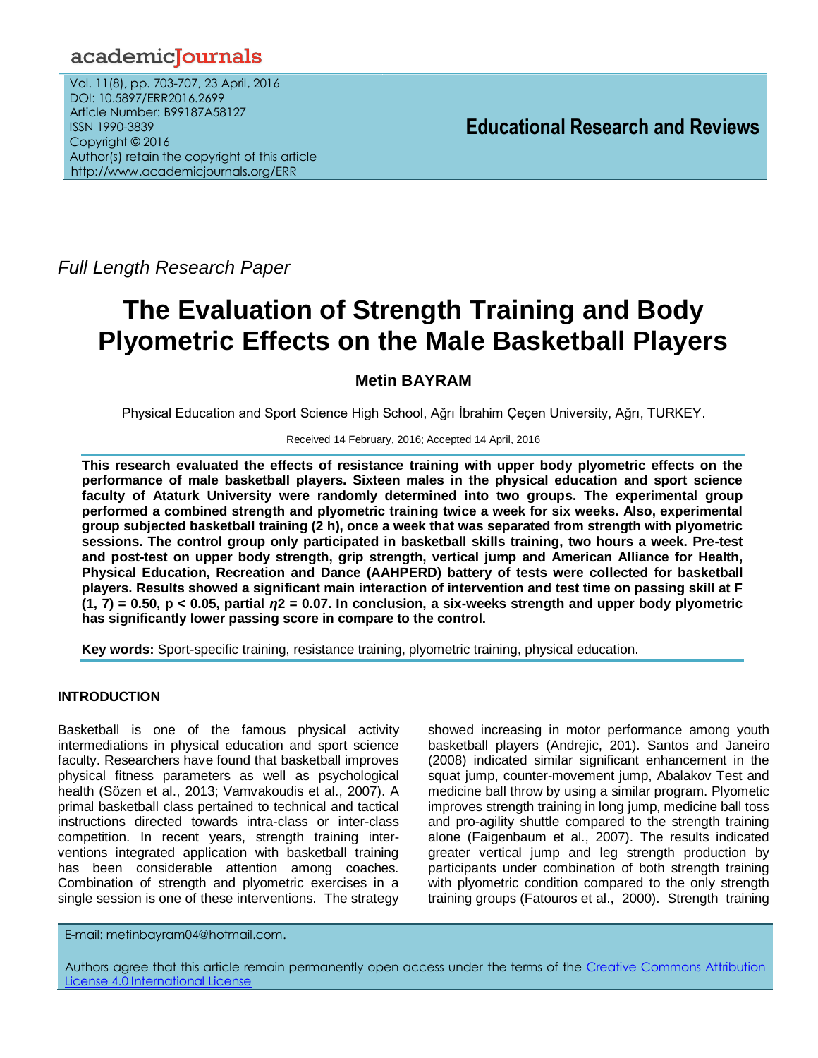*Full Length Research Paper*

# The Evaluation of Strength Training and Body Plyometric Effects on the Male Basketball Players

**Metin BAYRAM**

Physical Education and Sport Science High School, Ağrı İbrahim Çeçen University, Ağrı, TURKEY.

Received 14 February, 2016; Accepted 14 April, 2016

**This research evaluated the effects of resistance training with upper body plyometric effects on the performance of male basketball players. Sixteen males in the physical education and sport science faculty of Ataturk University were randomly determined into two groups. The experimental group performed a combined strength and plyometric training twice a week for six weeks. Also, experimental group subjected basketball training (2 h), once a week that was separated from strength with plyometric sessions. The control group only participated in basketball skills training, two hours a week. Pre-test and post-test on upper body strength, grip strength, vertical jump and American Alliance for Health, Physical Education, Recreation and Dance (AAHPERD) battery of tests were collected for basketball players. Results showed a significant main interaction of intervention and test time on passing skill at F (1, 7) = 0.50, p < 0.05, partial $\eta 2$ = 0.07. In conclusion, a six-weeks strength and upper body plyometric has significantly lower passing score in compare to the control.**

**Key words:** Sport-specific training, resistance training, plyometric training, physical education.

## INTRODUCTION

Basketball is one of the famous physical activity intermediations in physical education and sport science faculty. Researchers have found that basketball improves physical fitness parameters as well as psychological health (Sözen et al., 2013; Vamvakoudis et al., 2007). A primal basketball class pertained to technical and tactical instructions directed towards intra-class or inter-class competition. In recent years, strength training interventions integrated application with basketball training has been considerable attention among coaches. Combination of strength and plyometric exercises in a single session is one of these interventions. The strategy showed increasing in motor performance among youth basketball players (Andrejic, 201). Santos and Janeiro (2008) indicated similar significant enhancement in the squat jump, counter-movement jump, Abalakov Test and medicine ball throw by using a similar program. Plyometic improves strength training in long jump, medicine ball toss and pro-agility shuttle compared to the strength training alone (Faigenbaum et al., 2007). The results indicated greater vertical jump and leg strength production by participants under combination of both strength training with plyometric condition compared to the only strength training groups (Fatouros et al., 2000). Strength training

E-mail: metinbayram04@hotmail.com.

Authors agree that this article remain permanently open access under the terms of the Creative Commons Attribution License 4.0 International License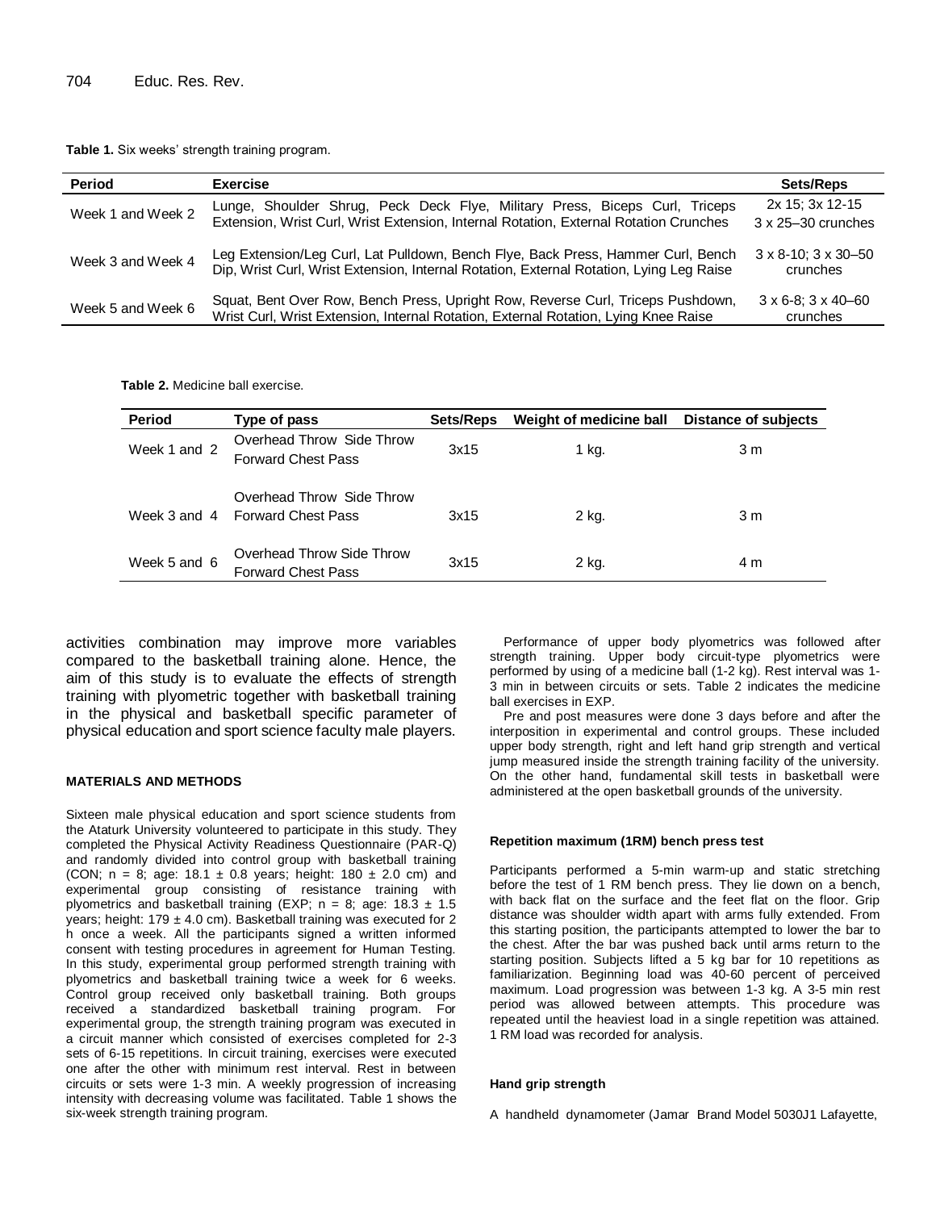**Table 1.** Six weeks' strength training program.

| Period | Exercise | Sets/Reps |
|---|---|---|
| Week 1 and Week 2 | Lunge, Shoulder Shrug, Peck Deck Flye, Military Press, Biceps Curl, Triceps Extension, Wrist Curl, Wrist Extension, Internal Rotation, External Rotation Crunches | 2x 15; 3x 12-15 3 x 25–30 crunches |
| Week 3 and Week 4 | Leg Extension/Leg Curl, Lat Pulldown, Bench Flye, Back Press, Hammer Curl, Bench Dip, Wrist Curl, Wrist Extension, Internal Rotation, External Rotation, Lying Leg Raise | 3 x 8-10; 3 x 30–50 crunches |
| Week 5 and Week 6 | Squat, Bent Over Row, Bench Press, Upright Row, Reverse Curl, Triceps Pushdown, Wrist Curl, Wrist Extension, Internal Rotation, External Rotation, Lying Knee Raise | 3 x 6-8; 3 x 40–60 crunches |

**Table 2.** Medicine ball exercise.

| Period | Type of pass | Sets/Reps | Weight of medicine ball | Distance of subjects |
|---|---|---|---|---|
| Week 1 and 2 | Overhead Throw Side Throw Forward Chest Pass | 3x15 | 1 kg. | 3 m |
| Week 3 and 4 | Overhead Throw Side Throw Forward Chest Pass | 3x15 | 2 kg. | 3 m |
| Week 5 and 6 | Overhead Throw Side Throw Forward Chest Pass | 3x15 | 2 kg. | 4 m |

activities combination may improve more variables compared to the basketball training alone. Hence, the aim of this study is to evaluate the effects of strength training with plyometric together with basketball training in the physical and basketball specific parameter of physical education and sport science faculty male players.

## MATERIALS AND METHODS

Sixteen male physical education and sport science students from the Ataturk University volunteered to participate in this study. They completed the Physical Activity Readiness Questionnaire (PAR-Q) and randomly divided into control group with basketball training (CON; n = 8; age: 18.1 ± 0.8 years; height: 180 ± 2.0 cm) and experimental group consisting of resistance training with plyometrics and basketball training (EXP; n = 8; age: 18.3 ± 1.5 years; height: 179 ± 4.0 cm). Basketball training was executed for 2 h once a week. All the participants signed a written informed consent with testing procedures in agreement for Human Testing. In this study, experimental group performed strength training with plyometrics and basketball training twice a week for 6 weeks. Control group received only basketball training. Both groups received a standardized basketball training program. For experimental group, the strength training program was executed in a circuit manner which consisted of exercises completed for 2-3 sets of 6-15 repetitions. In circuit training, exercises were executed one after the other with minimum rest interval. Rest in between circuits or sets were 1-3 min. A weekly progression of increasing intensity with decreasing volume was facilitated. Table 1 shows the six-week strength training program.

Performance of upper body plyometrics was followed after strength training. Upper body circuit-type plyometrics were performed by using of a medicine ball (1-2 kg). Rest interval was 1-3 min in between circuits or sets. Table 2 indicates the medicine ball exercises in EXP.

Pre and post measures were done 3 days before and after the interposition in experimental and control groups. These included upper body strength, right and left hand grip strength and vertical jump measured inside the strength training facility of the university. On the other hand, fundamental skill tests in basketball were administered at the open basketball grounds of the university.

### Repetition maximum (1RM) bench press test

Participants performed a 5-min warm-up and static stretching before the test of 1 RM bench press. They lie down on a bench, with back flat on the surface and the feet flat on the floor. Grip distance was shoulder width apart with arms fully extended. From this starting position, the participants attempted to lower the bar to the chest. After the bar was pushed back until arms return to the starting position. Subjects lifted a 5 kg bar for 10 repetitions as familiarization. Beginning load was 40-60 percent of perceived maximum. Load progression was between 1-3 kg. A 3-5 min rest period was allowed between attempts. This procedure was repeated until the heaviest load in a single repetition was attained. 1 RM load was recorded for analysis.

### Hand grip strength

A handheld dynamometer (Jamar Brand Model 5030J1 Lafayette,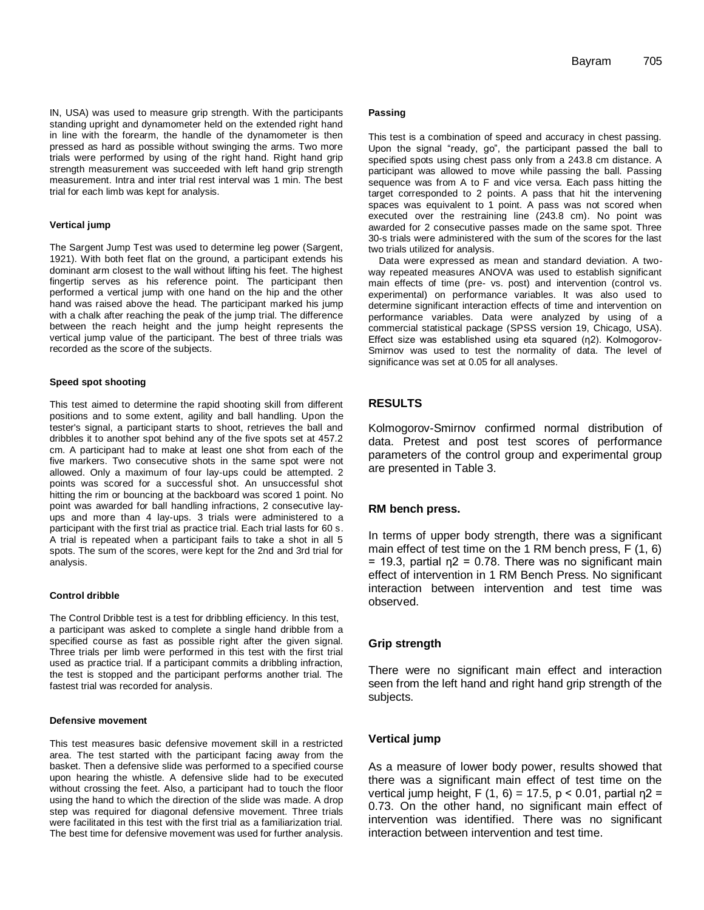IN, USA) was used to measure grip strength. With the participants standing upright and dynamometer held on the extended right hand in line with the forearm, the handle of the dynamometer is then pressed as hard as possible without swinging the arms. Two more trials were performed by using of the right hand. Right hand grip strength measurement was succeeded with left hand grip strength measurement. Intra and inter trial rest interval was 1 min. The best trial for each limb was kept for analysis.

#### Vertical jump

The Sargent Jump Test was used to determine leg power (Sargent, 1921). With both feet flat on the ground, a participant extends his dominant arm closest to the wall without lifting his feet. The highest fingertip serves as his reference point. The participant then performed a vertical jump with one hand on the hip and the other hand was raised above the head. The participant marked his jump with a chalk after reaching the peak of the jump trial. The difference between the reach height and the jump height represents the vertical jump value of the participant. The best of three trials was recorded as the score of the subjects.

#### Speed spot shooting

This test aimed to determine the rapid shooting skill from different positions and to some extent, agility and ball handling. Upon the tester's signal, a participant starts to shoot, retrieves the ball and dribbles it to another spot behind any of the five spots set at 457.2 cm. A participant had to make at least one shot from each of the five markers. Two consecutive shots in the same spot were not allowed. Only a maximum of four lay-ups could be attempted. 2 points was scored for a successful shot. An unsuccessful shot hitting the rim or bouncing at the backboard was scored 1 point. No point was awarded for ball handling infractions, 2 consecutive lay-ups and more than 4 lay-ups. 3 trials were administered to a participant with the first trial as practice trial. Each trial lasts for 60 s. A trial is repeated when a participant fails to take a shot in all 5 spots. The sum of the scores, were kept for the 2nd and 3rd trial for analysis.

#### Control dribble

The Control Dribble test is a test for dribbling efficiency. In this test, a participant was asked to complete a single hand dribble from a specified course as fast as possible right after the given signal. Three trials per limb were performed in this test with the first trial used as practice trial. If a participant commits a dribbling infraction, the test is stopped and the participant performs another trial. The fastest trial was recorded for analysis.

#### Defensive movement

This test measures basic defensive movement skill in a restricted area. The test started with the participant facing away from the basket. Then a defensive slide was performed to a specified course upon hearing the whistle. A defensive slide had to be executed without crossing the feet. Also, a participant had to touch the floor using the hand to which the direction of the slide was made. A drop step was required for diagonal defensive movement. Three trials were facilitated in this test with the first trial as a familiarization trial. The best time for defensive movement was used for further analysis.

#### Passing

This test is a combination of speed and accuracy in chest passing. Upon the signal "ready, go", the participant passed the ball to specified spots using chest pass only from a 243.8 cm distance. A participant was allowed to move while passing the ball. Passing sequence was from A to F and vice versa. Each pass hitting the target corresponded to 2 points. A pass that hit the intervening spaces was equivalent to 1 point. A pass was not scored when executed over the restraining line (243.8 cm). No point was awarded for 2 consecutive passes made on the same spot. Three 30-s trials were administered with the sum of the scores for the last two trials utilized for analysis.

Data were expressed as mean and standard deviation. A two-way repeated measures ANOVA was used to establish significant main effects of time (pre- vs. post) and intervention (control vs. experimental) on performance variables. It was also used to determine significant interaction effects of time and intervention on performance variables. Data were analyzed by using of a commercial statistical package (SPSS version 19, Chicago, USA). Effect size was established using eta squared ($\eta^2$). Kolmogorov-Smirnov was used to test the normality of data. The level of significance was set at 0.05 for all analyses.

## RESULTS

Kolmogorov-Smirnov confirmed normal distribution of data. Pretest and post test scores of performance parameters of the control group and experimental group are presented in Table 3.

### RM bench press.

In terms of upper body strength, there was a significant main effect of test time on the 1 RM bench press, $F(1, 6) = 19.3$, partial $\eta^2 = 0.78$. There was no significant main effect of intervention in 1 RM Bench Press. No significant interaction between intervention and test time was observed.

### Grip strength

There were no significant main effect and interaction seen from the left hand and right hand grip strength of the subjects.

### Vertical jump

As a measure of lower body power, results showed that there was a significant main effect of test time on the vertical jump height, $F(1, 6) = 17.5$, $p < 0.01$, partial $\eta^2 = 0.73$. On the other hand, no significant main effect of intervention was identified. There was no significant interaction between intervention and test time.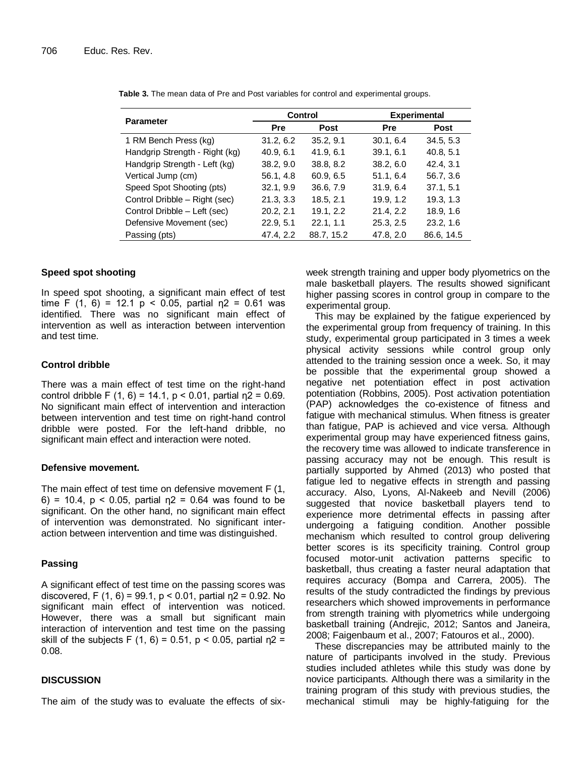**Table 3.** The mean data of Pre and Post variables for control and experimental groups.

| Parameter | Control | | Experimental | |
|---|---|---|---|---|
| | Pre | Post | Pre | Post |
| 1 RM Bench Press (kg) | 31.2, 6.2 | 35.2, 9.1 | 30.1, 6.4 | 34.5, 5.3 |
| Handgrip Strength - Right (kg) | 40.9, 6.1 | 41.9, 6.1 | 39.1, 6.1 | 40.8, 5.1 |
| Handgrip Strength - Left (kg) | 38.2, 9.0 | 38.8, 8.2 | 38.2, 6.0 | 42.4, 3.1 |
| Vertical Jump (cm) | 56.1, 4.8 | 60.9, 6.5 | 51.1, 6.4 | 56.7, 3.6 |
| Speed Spot Shooting (pts) | 32.1, 9.9 | 36.6, 7.9 | 31.9, 6.4 | 37.1, 5.1 |
| Control Dribble – Right (sec) | 21.3, 3.3 | 18.5, 2.1 | 19.9, 1.2 | 19.3, 1.3 |
| Control Dribble – Left (sec) | 20.2, 2.1 | 19.1, 2.2 | 21.4, 2.2 | 18.9, 1.6 |
| Defensive Movement (sec) | 22.9, 5.1 | 22.1, 1.1 | 25.3, 2.5 | 23.2, 1.6 |
| Passing (pts) | 47.4, 2.2 | 88.7, 15.2 | 47.8, 2.0 | 86.6, 14.5 |

### Speed spot shooting

In speed spot shooting, a significant main effect of test time $F(1, 6) = 12.1$ $p < 0.05$, partial $\eta^2 = 0.61$ was identified. There was no significant main effect of intervention as well as interaction between intervention and test time.

### Control dribble

There was a main effect of test time on the right-hand control dribble $F(1, 6) = 14.1$, $p < 0.01$, partial $\eta^2 = 0.69$. No significant main effect of intervention and interaction between intervention and test time on right-hand control dribble were posted. For the left-hand dribble, no significant main effect and interaction were noted.

### Defensive movement.

The main effect of test time on defensive movement $F(1, 6) = 10.4$, $p < 0.05$, partial $\eta^2 = 0.64$ was found to be significant. On the other hand, no significant main effect of intervention was demonstrated. No significant interaction between intervention and time was distinguished.

### Passing

A significant effect of test time on the passing scores was discovered, $F(1, 6) = 99.1$, $p < 0.01$, partial $\eta^2 = 0.92$. No significant main effect of intervention was noticed. However, there was a small but significant main interaction of intervention and test time on the passing skill of the subjects $F(1, 6) = 0.51$, $p < 0.05$, partial $\eta^2 = 0.08$.

## DISCUSSION

The aim of the study was to evaluate the effects of six-week strength training and upper body plyometrics on the male basketball players. The results showed significant higher passing scores in control group in compare to the experimental group.

This may be explained by the fatigue experienced by the experimental group from frequency of training. In this study, experimental group participated in 3 times a week physical activity sessions while control group only attended to the training session once a week. So, it may be possible that the experimental group showed a negative net potentiation effect in post activation potentiation (Robbins, 2005). Post activation potentiation (PAP) acknowledges the co-existence of fitness and fatigue with mechanical stimulus. When fitness is greater than fatigue, PAP is achieved and vice versa. Although experimental group may have experienced fitness gains, the recovery time was allowed to indicate transference in passing accuracy may not be enough. This result is partially supported by Ahmed (2013) who posted that fatigue led to negative effects in strength and passing accuracy. Also, Lyons, Al-Nakeeb and Nevill (2006) suggested that novice basketball players tend to experience more detrimental effects in passing after undergoing a fatiguing condition. Another possible mechanism which resulted to control group delivering better scores is its specificity training. Control group focused motor-unit activation patterns specific to basketball, thus creating a faster neural adaptation that requires accuracy (Bompa and Carrera, 2005). The results of the study contradicted the findings by previous researchers which showed improvements in performance from strength training with plyometrics while undergoing basketball training (Andrejic, 2012; Santos and Janeira, 2008; Faigenbaum et al., 2007; Fatouros et al., 2000).

These discrepancies may be attributed mainly to the nature of participants involved in the study. Previous studies included athletes while this study was done by novice participants. Although there was a similarity in the training program of this study with previous studies, the mechanical stimuli may be highly-fatiguing for the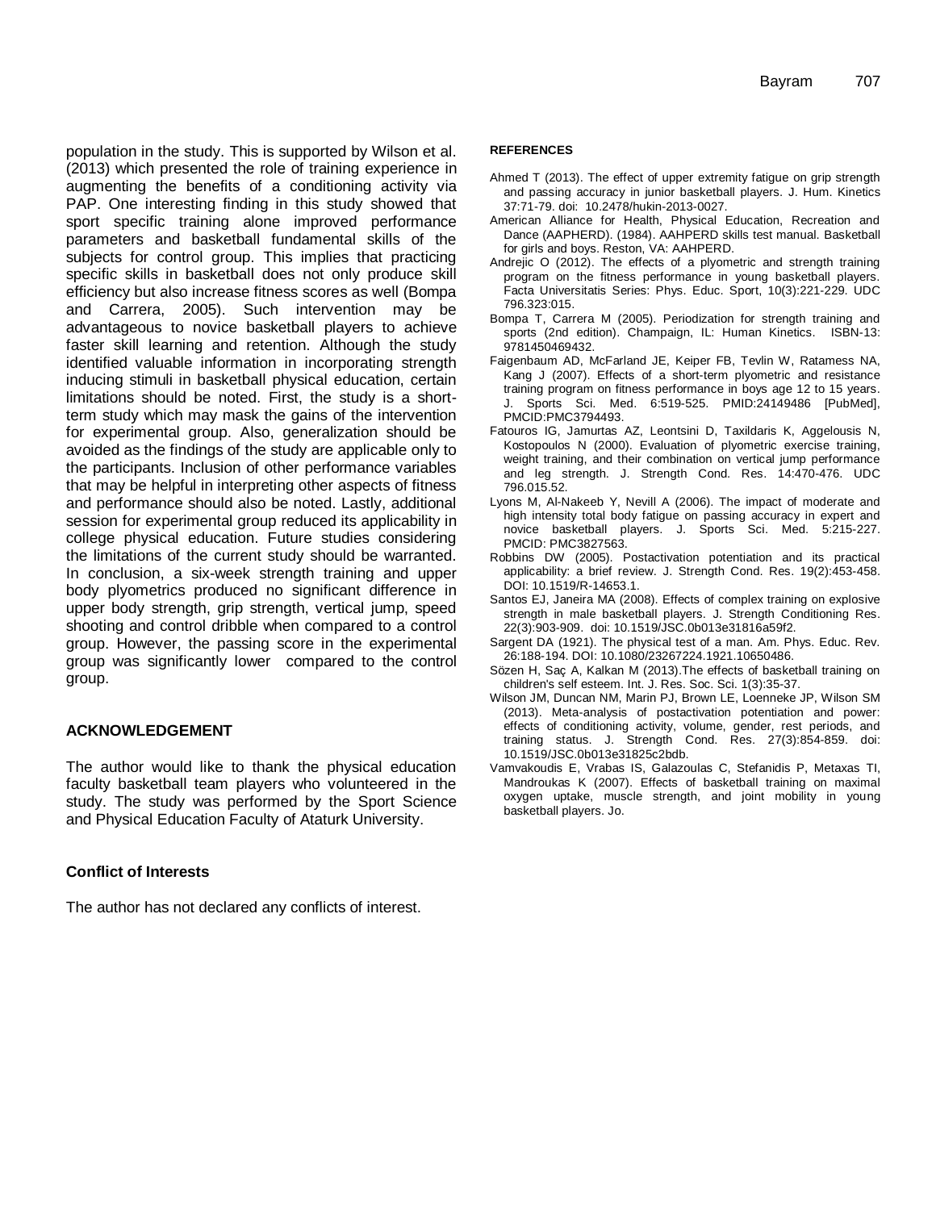population in the study. This is supported by Wilson et al. (2013) which presented the role of training experience in augmenting the benefits of a conditioning activity via PAP. One interesting finding in this study showed that sport specific training alone improved performance parameters and basketball fundamental skills of the subjects for control group. This implies that practicing specific skills in basketball does not only produce skill efficiency but also increase fitness scores as well (Bompa and Carrera, 2005). Such intervention may be advantageous to novice basketball players to achieve faster skill learning and retention. Although the study identified valuable information in incorporating strength inducing stimuli in basketball physical education, certain limitations should be noted. First, the study is a short-term study which may mask the gains of the intervention for experimental group. Also, generalization should be avoided as the findings of the study are applicable only to the participants. Inclusion of other performance variables that may be helpful in interpreting other aspects of fitness and performance should also be noted. Lastly, additional session for experimental group reduced its applicability in college physical education. Future studies considering the limitations of the current study should be warranted. In conclusion, a six-week strength training and upper body plyometrics produced no significant difference in upper body strength, grip strength, vertical jump, speed shooting and control dribble when compared to a control group. However, the passing score in the experimental group was significantly lower compared to the control group.

## ACKNOWLEDGEMENT

The author would like to thank the physical education faculty basketball team players who volunteered in the study. The study was performed by the Sport Science and Physical Education Faculty of Ataturk University.

## Conflict of Interests

The author has not declared any conflicts of interest.

## REFERENCES

Ahmed T (2013). The effect of upper extremity fatigue on grip strength and passing accuracy in junior basketball players. J. Hum. Kinetics 37:71-79. doi: 10.2478/hukin-2013-0027.

American Alliance for Health, Physical Education, Recreation and Dance (AAPHERD). (1984). AAHPERD skills test manual. Basketball for girls and boys. Reston, VA: AAHPERD.

Andrejic O (2012). The effects of a plyometric and strength training program on the fitness performance in young basketball players. Facta Universitatis Series: Phys. Educ. Sport, 10(3):221-229. UDC 796.323:015.

Bompa T, Carrera M (2005). Periodization for strength training and sports (2nd edition). Champaign, IL: Human Kinetics. ISBN-13: 9781450469432.

Faigenbaum AD, McFarland JE, Keiper FB, Tevlin W, Ratamess NA, Kang J (2007). Effects of a short-term plyometric and resistance training program on fitness performance in boys age 12 to 15 years. J. Sports Sci. Med. 6:519-525. PMID:24149486 [PubMed], PMCID:PMC3794493.

Fatouros IG, Jamurtas AZ, Leontsini D, Taxildaris K, Aggelousis N, Kostopoulos N (2000). Evaluation of plyometric exercise training, weight training, and their combination on vertical jump performance and leg strength. J. Strength Cond. Res. 14:470-476. UDC 796.015.52.

Lyons M, Al-Nakeeb Y, Nevill A (2006). The impact of moderate and high intensity total body fatigue on passing accuracy in expert and novice basketball players. J. Sports Sci. Med. 5:215-227. PMCID: PMC3827563.

Robbins DW (2005). Postactivation potentiation and its practical applicability: a brief review. J. Strength Cond. Res. 19(2):453-458. DOI: 10.1519/R-14653.1.

Santos EJ, Janeira MA (2008). Effects of complex training on explosive strength in male basketball players. J. Strength Conditioning Res. 22(3):903-909. doi: 10.1519/JSC.0b013e31816a59f2.

Sargent DA (1921). The physical test of a man. Am. Phys. Educ. Rev. 26:188-194. DOI: 10.1080/23267224.1921.10650486.

Sözen H, Saç A, Kalkan M (2013).The effects of basketball training on children's self esteem. Int. J. Res. Soc. Sci. 1(3):35-37.

Wilson JM, Duncan NM, Marin PJ, Brown LE, Loenneke JP, Wilson SM (2013). Meta-analysis of postactivation potentiation and power: effects of conditioning activity, volume, gender, rest periods, and training status. J. Strength Cond. Res. 27(3):854-859. doi: 10.1519/JSC.0b013e31825c2bdb.

Vamvakoudis E, Vrabas IS, Galazoulas C, Stefanidis P, Metaxas TI, Mandroukas K (2007). Effects of basketball training on maximal oxygen uptake, muscle strength, and joint mobility in young basketball players. Jo.